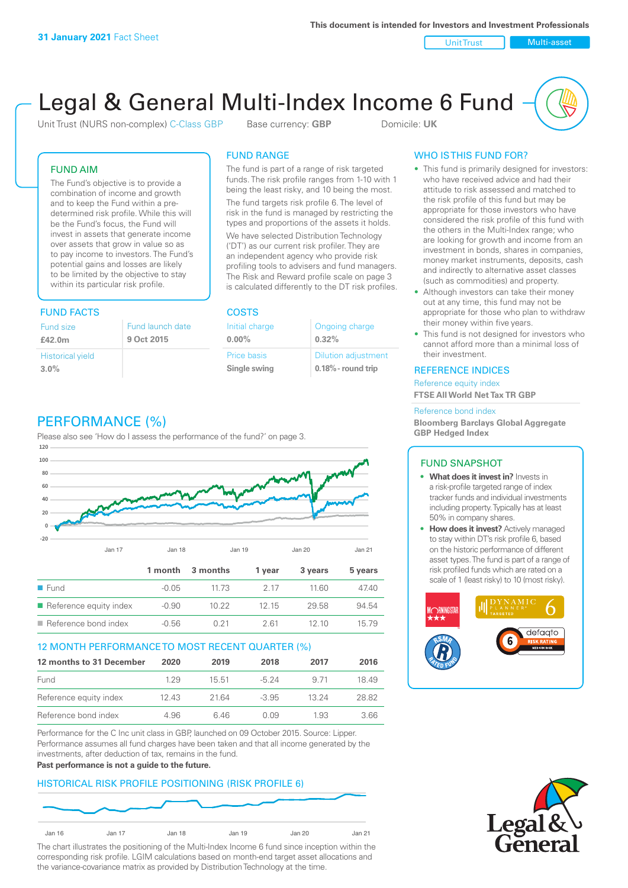**31 January 2021** Fact Sheet

This document is intended for Investors and Investment Professionals

Unit Trust | Multi-asset

# Legal & General Multi-Index Income 6 Fund

Unit Trust (NURS non-complex) C-Class GBP    Base currency: **GBP**    Domicile: **UK**

## FUND AIM

The Fund's objective is to provide a combination of income and growth and to keep the Fund within a pre-determined risk profile. While this will be the Fund's focus, the Fund will invest in assets that generate income over assets that grow in value so as to pay income to investors. The Fund's potential gains and losses are likely to be limited by the objective to stay within its particular risk profile.

## FUND RANGE

The fund is part of a range of risk targeted funds. The risk profile ranges from 1-10 with 1 being the least risky, and 10 being the most.

The fund targets risk profile 6. The level of risk in the fund is managed by restricting the types and proportions of the assets it holds.

We have selected Distribution Technology ('DT') as our current risk profiler. They are an independent agency who provide risk profiling tools to advisers and fund managers. The Risk and Reward profile scale on page 3 is calculated differently to the DT risk profiles.

## WHO IS THIS FUND FOR?

- This fund is primarily designed for investors: who have received advice and had their attitude to risk assessed and matched to the risk profile of this fund but may be appropriate for those investors who have considered the risk profile of this fund with the others in the Multi-Index range; who are looking for growth and income from an investment in bonds, shares in companies, money market instruments, deposits, cash and indirectly to alternative asset classes (such as commodities) and property.
- Although investors can take their money out at any time, this fund may not be appropriate for those who plan to withdraw their money within five years.
- This fund is not designed for investors who cannot afford more than a minimal loss of their investment.

## FUND FACTS

| Fund size | Fund launch date |
|---|---|
| **£42.0m** | **9 Oct 2015** |
| Historical yield | |
| **3.0%** | |

## COSTS

| Initial charge | Ongoing charge |
|---|---|
| **0.00%** | **0.32%** |
| Price basis | Dilution adjustment |
| **Single swing** | **0.18% - round trip** |

## REFERENCE INDICES

Reference equity index
**FTSE All World Net Tax TR GBP**

Reference bond index
**Bloomberg Barclays Global Aggregate GBP Hedged Index**

## PERFORMANCE (%)

Please also see 'How do I assess the performance of the fund?' on page 3.

| | 1 month | 3 months | 1 year | 3 years | 5 years |
|---|---|---|---|---|---|
| Fund | -0.05 | 11.73 | 2.17 | 11.60 | 47.40 |
| Reference equity index | -0.90 | 10.22 | 12.15 | 29.58 | 94.54 |
| Reference bond index | -0.56 | 0.21 | 2.61 | 12.10 | 15.79 |

## 12 MONTH PERFORMANCE TO MOST RECENT QUARTER (%)

| 12 months to 31 December | 2020 | 2019 | 2018 | 2017 | 2016 |
|---|---|---|---|---|---|
| Fund | 1.29 | 15.51 | -5.24 | 9.71 | 18.49 |
| Reference equity index | 12.43 | 21.64 | -3.95 | 13.24 | 28.82 |
| Reference bond index | 4.96 | 6.46 | 0.09 | 1.93 | 3.66 |

Performance for the C Inc unit class in GBP, launched on 09 October 2015. Source: Lipper. Performance assumes all fund charges have been taken and that all income generated by the investments, after deduction of tax, remains in the fund.

**Past performance is not a guide to the future.**

## HISTORICAL RISK PROFILE POSITIONING (RISK PROFILE 6)

The chart illustrates the positioning of the Multi-Index Income 6 fund since inception within the corresponding risk profile. LGIM calculations based on month-end target asset allocations and the variance-covariance matrix as provided by Distribution Technology at the time.

## FUND SNAPSHOT

- **What does it invest in?** Invests in a risk-profile targeted range of index tracker funds and individual investments including property. Typically has at least 50% in company shares.
- **How does it invest?** Actively managed to stay within DT's risk profile 6, based on the historic performance of different asset types. The fund is part of a range of risk profiled funds which are rated on a scale of 1 (least risky) to 10 (most risky).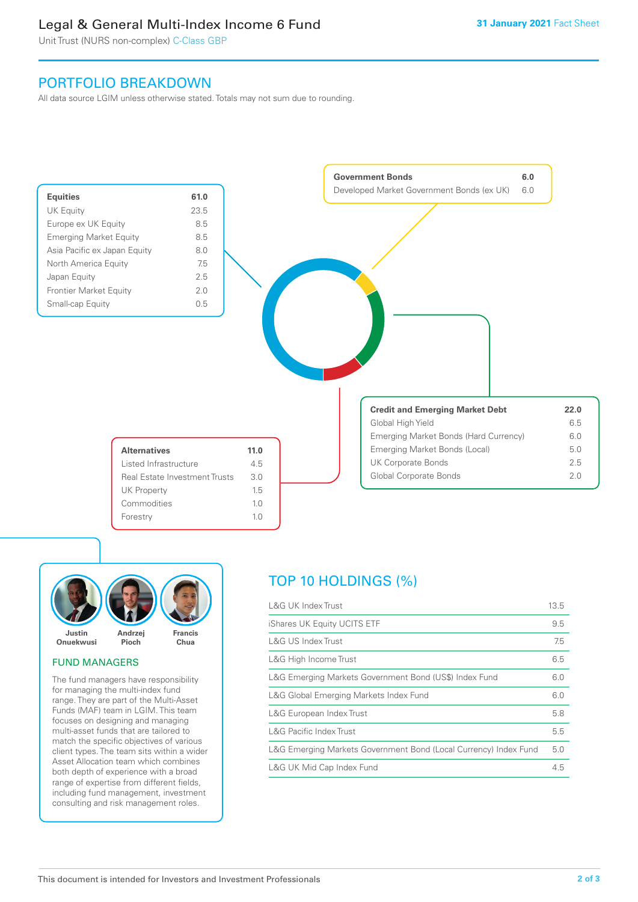# Legal & General Multi-Index Income 6 Fund

Unit Trust (NURS non-complex) C-Class GBP

**31 January 2021** Fact Sheet

## PORTFOLIO BREAKDOWN

All data source LGIM unless otherwise stated. Totals may not sum due to rounding.

| **Equities** | **61.0** |
|---|---|
| UK Equity | 23.5 |
| Europe ex UK Equity | 8.5 |
| Emerging Market Equity | 8.5 |
| Asia Pacific ex Japan Equity | 8.0 |
| North America Equity | 7.5 |
| Japan Equity | 2.5 |
| Frontier Market Equity | 2.0 |
| Small-cap Equity | 0.5 |

| **Government Bonds** | **6.0** |
|---|---|
| Developed Market Government Bonds (ex UK) | 6.0 |

| **Credit and Emerging Market Debt** | **22.0** |
|---|---|
| Global High Yield | 6.5 |
| Emerging Market Bonds (Hard Currency) | 6.0 |
| Emerging Market Bonds (Local) | 5.0 |
| UK Corporate Bonds | 2.5 |
| Global Corporate Bonds | 2.0 |

| **Alternatives** | **11.0** |
|---|---|
| Listed Infrastructure | 4.5 |
| Real Estate Investment Trusts | 3.0 |
| UK Property | 1.5 |
| Commodities | 1.0 |
| Forestry | 1.0 |

Justin Onuekwusi, Andrzej Pioch, Francis Chua

### FUND MANAGERS

The fund managers have responsibility for managing the multi-index fund range. They are part of the Multi-Asset Funds (MAF) team in LGIM. This team focuses on designing and managing multi-asset funds that are tailored to match the specific objectives of various client types. The team sits within a wider Asset Allocation team which combines both depth of experience with a broad range of expertise from different fields, including fund management, investment consulting and risk management roles.

## TOP 10 HOLDINGS (%)

| Holding | % |
|---|---|
| L&G UK Index Trust | 13.5 |
| iShares UK Equity UCITS ETF | 9.5 |
| L&G US Index Trust | 7.5 |
| L&G High Income Trust | 6.5 |
| L&G Emerging Markets Government Bond (US$) Index Fund | 6.0 |
| L&G Global Emerging Markets Index Fund | 6.0 |
| L&G European Index Trust | 5.8 |
| L&G Pacific Index Trust | 5.5 |
| L&G Emerging Markets Government Bond (Local Currency) Index Fund | 5.0 |
| L&G UK Mid Cap Index Fund | 4.5 |

This document is intended for Investors and Investment Professionals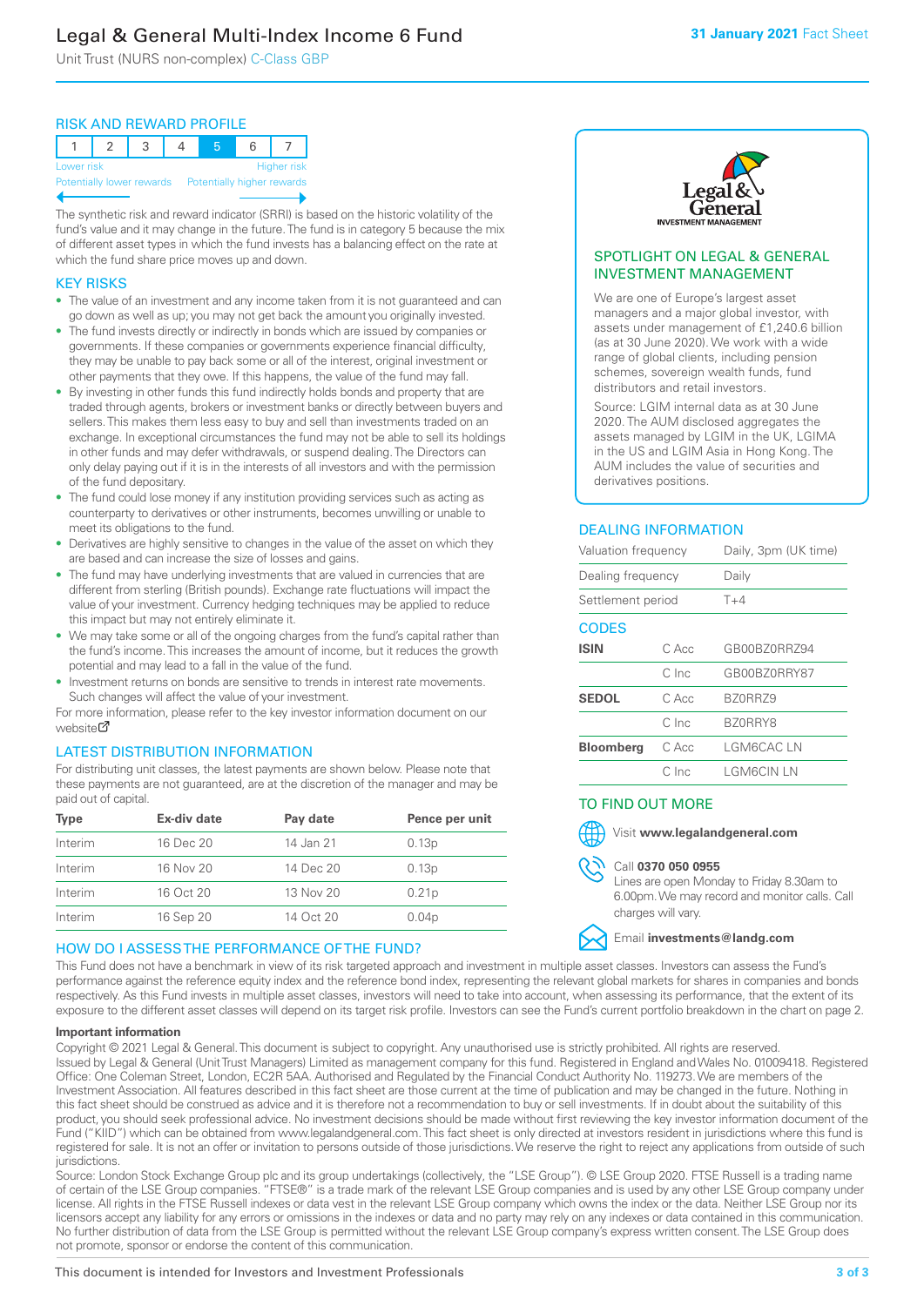# Legal & General Multi-Index Income 6 Fund

Unit Trust (NURS non-complex) C-Class GBP

31 January 2021 Fact Sheet

## RISK AND REWARD PROFILE

| 1 | 2 | 3 | 4 | 5 | 6 | 7 |
|---|---|---|---|---|---|---|

Lower risk — Higher risk

Potentially lower rewards — Potentially higher rewards

The synthetic risk and reward indicator (SRRI) is based on the historic volatility of the fund's value and it may change in the future. The fund is in category 5 because the mix of different asset types in which the fund invests has a balancing effect on the rate at which the fund share price moves up and down.

## KEY RISKS

- The value of an investment and any income taken from it is not guaranteed and can go down as well as up; you may not get back the amount you originally invested.
- The fund invests directly or indirectly in bonds which are issued by companies or governments. If these companies or governments experience financial difficulty, they may be unable to pay back some or all of the interest, original investment or other payments that they owe. If this happens, the value of the fund may fall.
- By investing in other funds this fund indirectly holds bonds and property that are traded through agents, brokers or investment banks or directly between buyers and sellers. This makes them less easy to buy and sell than investments traded on an exchange. In exceptional circumstances the fund may not be able to sell its holdings in other funds and may defer withdrawals, or suspend dealing. The Directors can only delay paying out if it is in the interests of all investors and with the permission of the fund depositary.
- The fund could lose money if any institution providing services such as acting as counterparty to derivatives or other instruments, becomes unwilling or unable to meet its obligations to the fund.
- Derivatives are highly sensitive to changes in the value of the asset on which they are based and can increase the size of losses and gains.
- The fund may have underlying investments that are valued in currencies that are different from sterling (British pounds). Exchange rate fluctuations will impact the value of your investment. Currency hedging techniques may be applied to reduce this impact but may not entirely eliminate it.
- We may take some or all of the ongoing charges from the fund's capital rather than the fund's income. This increases the amount of income, but it reduces the growth potential and may lead to a fall in the value of the fund.
- Investment returns on bonds are sensitive to trends in interest rate movements. Such changes will affect the value of your investment.

For more information, please refer to the key investor information document on our website

## LATEST DISTRIBUTION INFORMATION

For distributing unit classes, the latest payments are shown below. Please note that these payments are not guaranteed, are at the discretion of the manager and may be paid out of capital.

| Type | Ex-div date | Pay date | Pence per unit |
|---|---|---|---|
| Interim | 16 Dec 20 | 14 Jan 21 | 0.13p |
| Interim | 16 Nov 20 | 14 Dec 20 | 0.13p |
| Interim | 16 Oct 20 | 13 Nov 20 | 0.21p |
| Interim | 16 Sep 20 | 14 Oct 20 | 0.04p |

## HOW DO I ASSESS THE PERFORMANCE OF THE FUND?

This Fund does not have a benchmark in view of its risk targeted approach and investment in multiple asset classes. Investors can assess the Fund's performance against the reference equity index and the reference bond index, representing the relevant global markets for shares in companies and bonds respectively. As this Fund invests in multiple asset classes, investors will need to take into account, when assessing its performance, that the extent of its exposure to the different asset classes will depend on its target risk profile. Investors can see the Fund's current portfolio breakdown in the chart on page 2.

## SPOTLIGHT ON LEGAL & GENERAL INVESTMENT MANAGEMENT

We are one of Europe's largest asset managers and a major global investor, with assets under management of £1,240.6 billion (as at 30 June 2020). We work with a wide range of global clients, including pension schemes, sovereign wealth funds, fund distributors and retail investors.

Source: LGIM internal data as at 30 June 2020. The AUM disclosed aggregates the assets managed by LGIM in the UK, LGIMA in the US and LGIM Asia in Hong Kong. The AUM includes the value of securities and derivatives positions.

## DEALING INFORMATION

| | |
|---|---|
| Valuation frequency | Daily, 3pm (UK time) |
| Dealing frequency | Daily |
| Settlement period | T+4 |

## CODES

| | | |
|---|---|---|
| **ISIN** | C Acc | GB00BZ0RRZ94 |
| | C Inc | GB00BZ0RRY87 |
| **SEDOL** | C Acc | BZ0RRZ9 |
| | C Inc | BZ0RRY8 |
| **Bloomberg** | C Acc | LGM6CAC LN |
| | C Inc | LGM6CIN LN |

## TO FIND OUT MORE

Visit **www.legalandgeneral.com**

Call **0370 050 0955**
Lines are open Monday to Friday 8.30am to 6.00pm. We may record and monitor calls. Call charges will vary.

Email **investments@landg.com**

### Important information

Copyright © 2021 Legal & General. This document is subject to copyright. Any unauthorised use is strictly prohibited. All rights are reserved.

Issued by Legal & General (Unit Trust Managers) Limited as management company for this fund. Registered in England and Wales No. 01009418. Registered Office: One Coleman Street, London, EC2R 5AA. Authorised and Regulated by the Financial Conduct Authority No. 119273. We are members of the Investment Association. All features described in this fact sheet are those current at the time of publication and may be changed in the future. Nothing in this fact sheet should be construed as advice and it is therefore not a recommendation to buy or sell investments. If in doubt about the suitability of this product, you should seek professional advice. No investment decisions should be made without first reviewing the key investor information document of the Fund ("KIID") which can be obtained from www.legalandgeneral.com. This fact sheet is only directed at investors resident in jurisdictions where this fund is registered for sale. It is not an offer or invitation to persons outside of those jurisdictions. We reserve the right to reject any applications from outside of such jurisdictions.

Source: London Stock Exchange Group plc and its group undertakings (collectively, the "LSE Group"). © LSE Group 2020. FTSE Russell is a trading name of certain of the LSE Group companies. "FTSE®" is a trade mark of the relevant LSE Group companies and is used by any other LSE Group company under license. All rights in the FTSE Russell indexes or data vest in the relevant LSE Group company which owns the index or the data. Neither LSE Group nor its licensors accept any liability for any errors or omissions in the indexes or data and no party may rely on any indexes or data contained in this communication. No further distribution of data from the LSE Group is permitted without the relevant LSE Group company's express written consent. The LSE Group does not promote, sponsor or endorse the content of this communication.

This document is intended for Investors and Investment Professionals